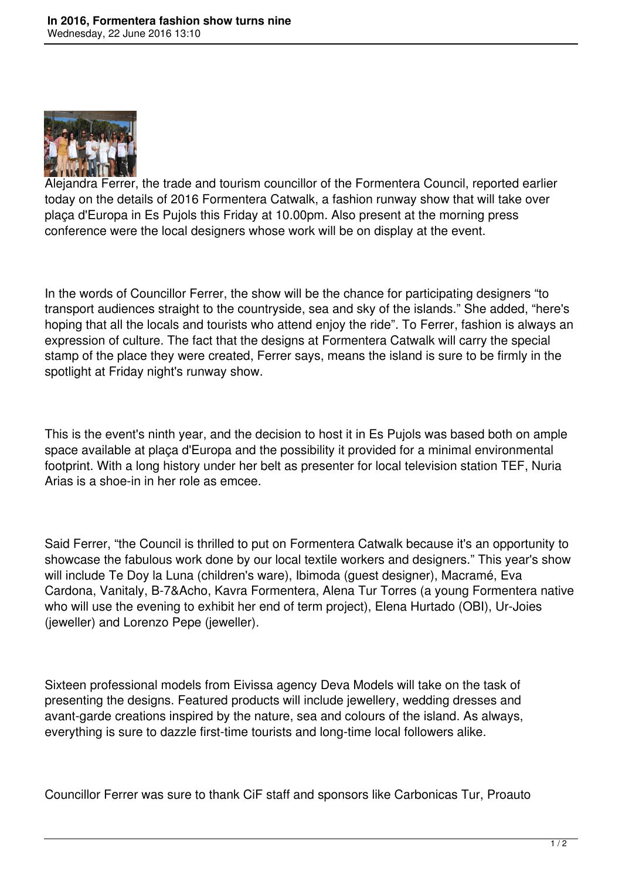# In 2016, Formentera fashion show turns nine

Wednesday, 22 June 2016 13:10

Alejandra Ferrer, the trade and tourism councillor of the Formentera Council, reported earlier today on the details of 2016 Formentera Catwalk, a fashion runway show that will take over plaça d'Europa in Es Pujols this Friday at 10.00pm. Also present at the morning press conference were the local designers whose work will be on display at the event.

In the words of Councillor Ferrer, the show will be the chance for participating designers "to transport audiences straight to the countryside, sea and sky of the islands." She added, "here's hoping that all the locals and tourists who attend enjoy the ride". To Ferrer, fashion is always an expression of culture. The fact that the designs at Formentera Catwalk will carry the special stamp of the place they were created, Ferrer says, means the island is sure to be firmly in the spotlight at Friday night's runway show.

This is the event's ninth year, and the decision to host it in Es Pujols was based both on ample space available at plaça d'Europa and the possibility it provided for a minimal environmental footprint. With a long history under her belt as presenter for local television station TEF, Nuria Arias is a shoe-in in her role as emcee.

Said Ferrer, "the Council is thrilled to put on Formentera Catwalk because it's an opportunity to showcase the fabulous work done by our local textile workers and designers." This year's show will include Te Doy la Luna (children's ware), Ibimoda (guest designer), Macramé, Eva Cardona, Vanitaly, B-7&Acho, Kavra Formentera, Alena Tur Torres (a young Formentera native who will use the evening to exhibit her end of term project), Elena Hurtado (OBI), Ur-Joies (jeweller) and Lorenzo Pepe (jeweller).

Sixteen professional models from Eivissa agency Deva Models will take on the task of presenting the designs. Featured products will include jewellery, wedding dresses and avant-garde creations inspired by the nature, sea and colours of the island. As always, everything is sure to dazzle first-time tourists and long-time local followers alike.

Councillor Ferrer was sure to thank CiF staff and sponsors like Carbonicas Tur, Proauto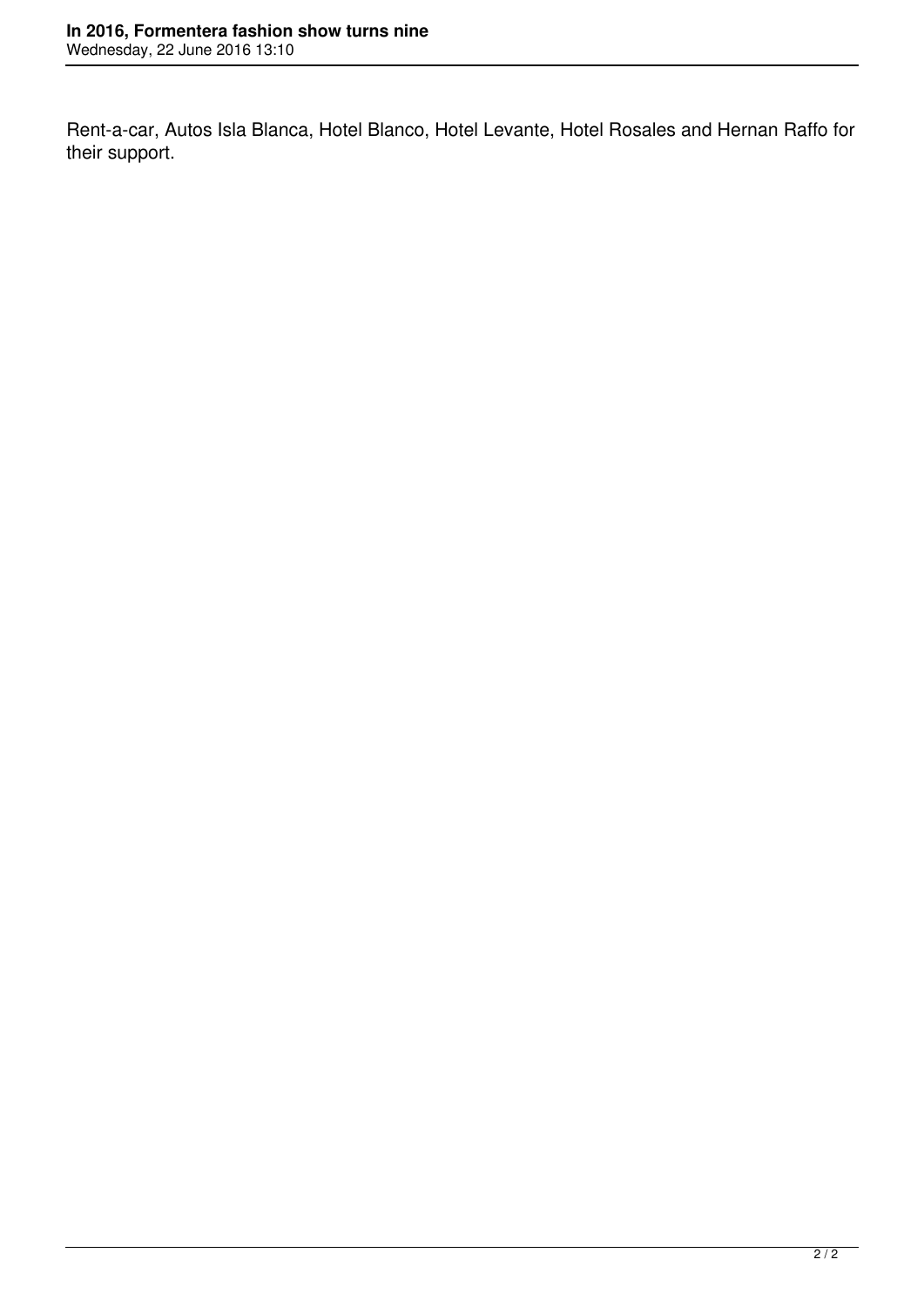Rent-a-car, Autos Isla Blanca, Hotel Blanco, Hotel Levante, Hotel Rosales and Hernan Raffo for their support.